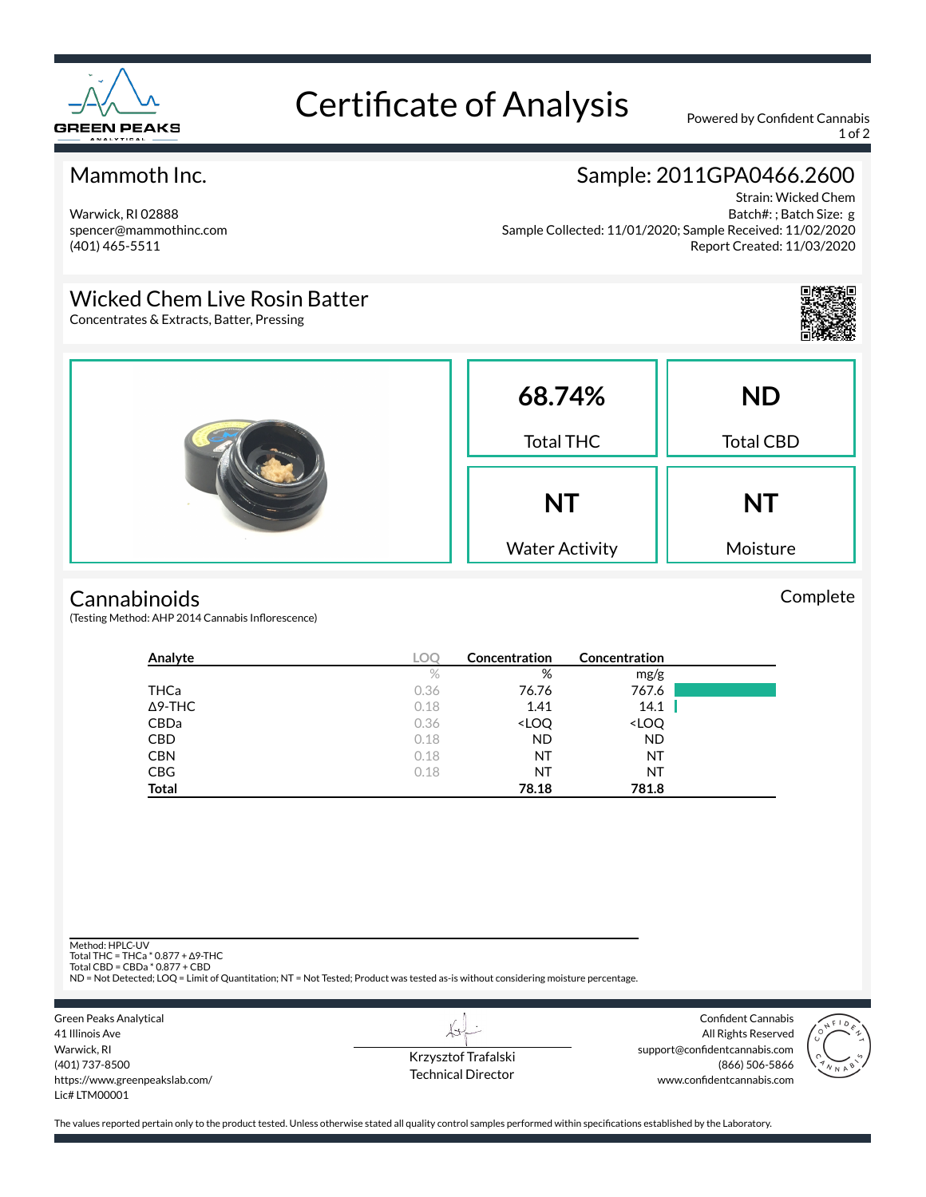# Certificate of Analysis

Powered by Confident Cannabis

## Mammoth Inc.

Warwick, RI 02888
spencer@mammothinc.com
(401) 465-5511

## Sample: 2011GPA0466.2600

Strain: Wicked Chem
Batch#: ; Batch Size: g
Sample Collected: 11/01/2020; Sample Received: 11/02/2020
Report Created: 11/03/2020

## Wicked Chem Live Rosin Batter

Concentrates & Extracts, Batter, Pressing

| 68.74% | ND |
|---|---|
| Total THC | Total CBD |
| **NT** | **NT** |
| Water Activity | Moisture |

## Cannabinoids

Complete

(Testing Method: AHP 2014 Cannabis Inflorescence)

| Analyte | LOQ | Concentration | Concentration |
|---|---|---|---|
| | % | % | mg/g |
| THCa | 0.36 | 76.76 | 767.6 |
| Δ9-THC | 0.18 | 1.41 | 14.1 |
| CBDa | 0.36 | <LOQ | <LOQ |
| CBD | 0.18 | ND | ND |
| CBN | 0.18 | NT | NT |
| CBG | 0.18 | NT | NT |
| **Total** | | **78.18** | **781.8** |

Method: HPLC-UV
Total THC = THCa * 0.877 + Δ9-THC
Total CBD = CBDa * 0.877 + CBD
ND = Not Detected; LOQ = Limit of Quantitation; NT = Not Tested; Product was tested as-is without considering moisture percentage.

Green Peaks Analytical
41 Illinois Ave
Warwick, RI
(401) 737-8500
https://www.greenpeakslab.com/
Lic# LTM00001

Krzysztof Trafalski
Technical Director

Confident Cannabis
All Rights Reserved
support@confidentcannabis.com
(866) 506-5866
www.confidentcannabis.com

The values reported pertain only to the product tested. Unless otherwise stated all quality control samples performed within specifications established by the Laboratory.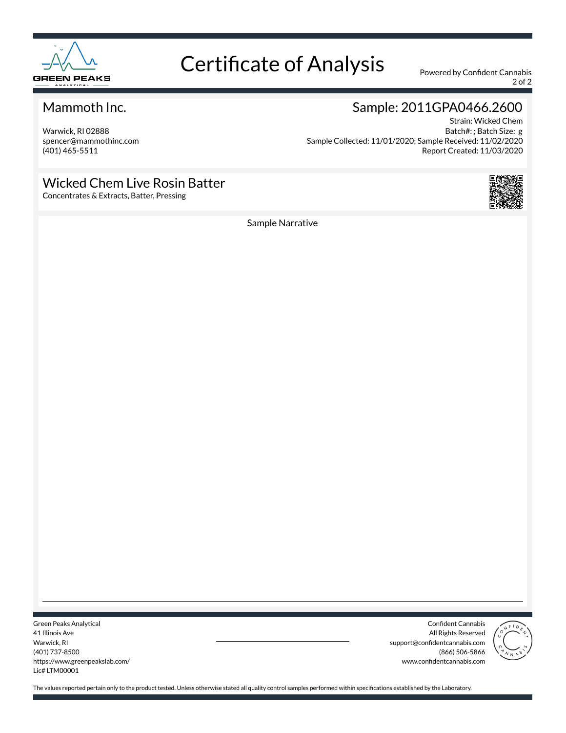# Certificate of Analysis

Powered by Confident Cannabis

## Mammoth Inc.

Warwick, RI 02888
spencer@mammothinc.com
(401) 465-5511

## Sample: 2011GPA0466.2600

Strain: Wicked Chem
Batch#: ; Batch Size: g
Sample Collected: 11/01/2020; Sample Received: 11/02/2020
Report Created: 11/03/2020

## Wicked Chem Live Rosin Batter

Concentrates & Extracts, Batter, Pressing

### Sample Narrative

Green Peaks Analytical
41 Illinois Ave
Warwick, RI
(401) 737-8500
https://www.greenpeakslab.com/
Lic# LTM00001

Confident Cannabis
All Rights Reserved
support@confidentcannabis.com
(866) 506-5866
www.confidentcannabis.com

The values reported pertain only to the product tested. Unless otherwise stated all quality control samples performed within specifications established by the Laboratory.